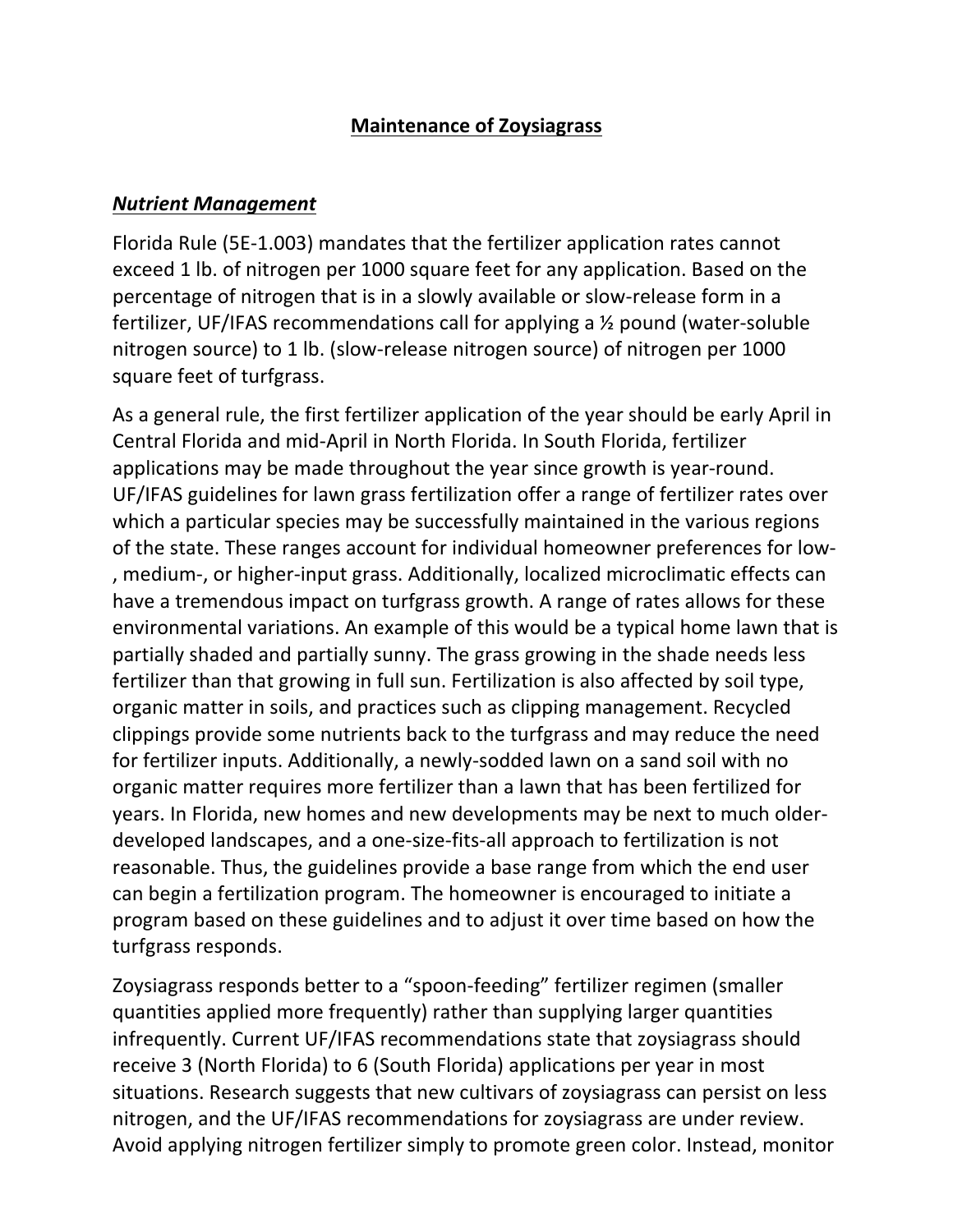# Maintenance of Zoysiagrass

## ***Nutrient Management***

Florida Rule (5E-1.003) mandates that the fertilizer application rates cannot exceed 1 lb. of nitrogen per 1000 square feet for any application. Based on the percentage of nitrogen that is in a slowly available or slow-release form in a fertilizer, UF/IFAS recommendations call for applying a ½ pound (water-soluble nitrogen source) to 1 lb. (slow-release nitrogen source) of nitrogen per 1000 square feet of turfgrass.

As a general rule, the first fertilizer application of the year should be early April in Central Florida and mid-April in North Florida. In South Florida, fertilizer applications may be made throughout the year since growth is year-round. UF/IFAS guidelines for lawn grass fertilization offer a range of fertilizer rates over which a particular species may be successfully maintained in the various regions of the state. These ranges account for individual homeowner preferences for low-, medium-, or higher-input grass. Additionally, localized microclimatic effects can have a tremendous impact on turfgrass growth. A range of rates allows for these environmental variations. An example of this would be a typical home lawn that is partially shaded and partially sunny. The grass growing in the shade needs less fertilizer than that growing in full sun. Fertilization is also affected by soil type, organic matter in soils, and practices such as clipping management. Recycled clippings provide some nutrients back to the turfgrass and may reduce the need for fertilizer inputs. Additionally, a newly-sodded lawn on a sand soil with no organic matter requires more fertilizer than a lawn that has been fertilized for years. In Florida, new homes and new developments may be next to much older-developed landscapes, and a one-size-fits-all approach to fertilization is not reasonable. Thus, the guidelines provide a base range from which the end user can begin a fertilization program. The homeowner is encouraged to initiate a program based on these guidelines and to adjust it over time based on how the turfgrass responds.

Zoysiagrass responds better to a "spoon-feeding" fertilizer regimen (smaller quantities applied more frequently) rather than supplying larger quantities infrequently. Current UF/IFAS recommendations state that zoysiagrass should receive 3 (North Florida) to 6 (South Florida) applications per year in most situations. Research suggests that new cultivars of zoysiagrass can persist on less nitrogen, and the UF/IFAS recommendations for zoysiagrass are under review. Avoid applying nitrogen fertilizer simply to promote green color. Instead, monitor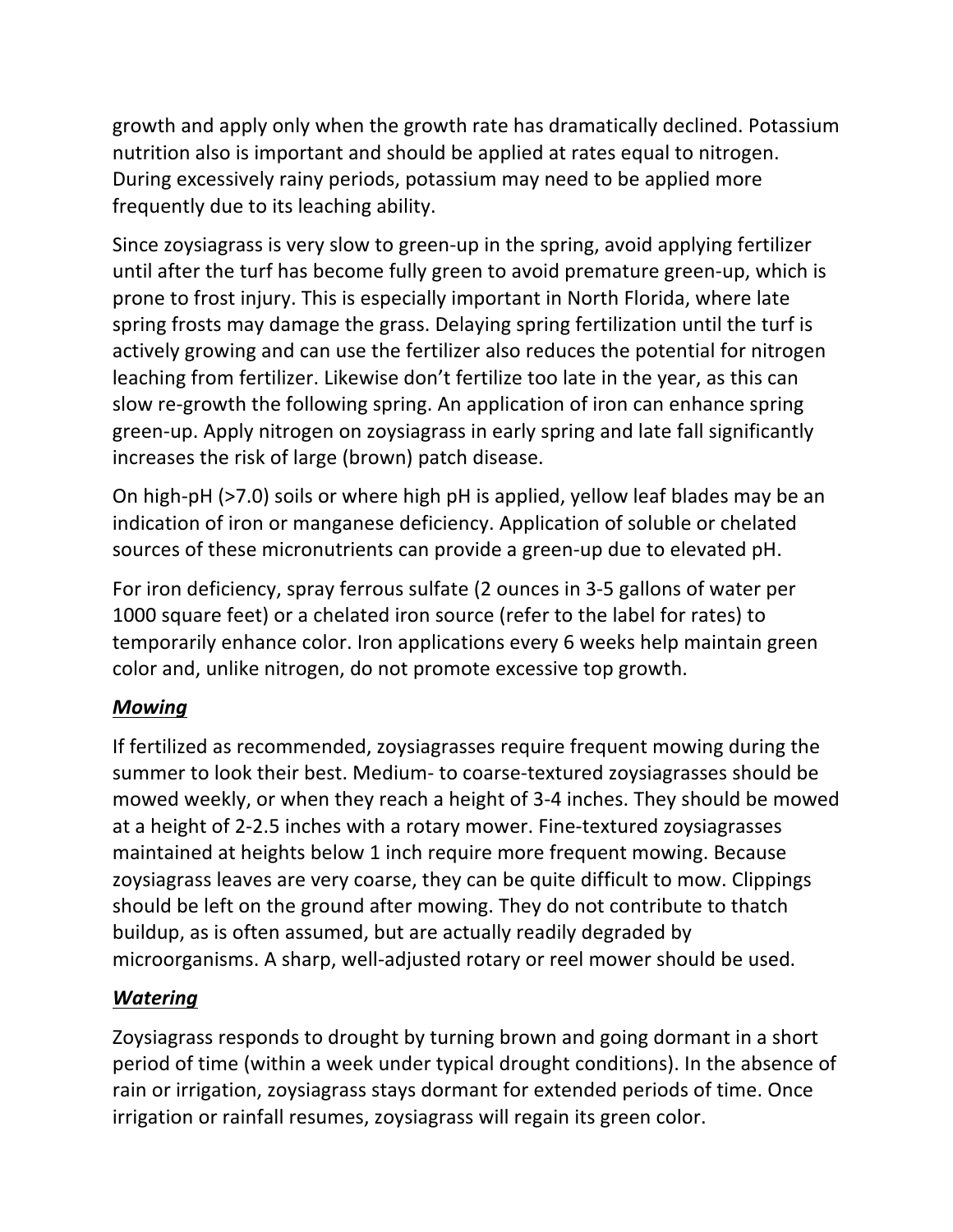growth and apply only when the growth rate has dramatically declined. Potassium nutrition also is important and should be applied at rates equal to nitrogen. During excessively rainy periods, potassium may need to be applied more frequently due to its leaching ability.

Since zoysiagrass is very slow to green-up in the spring, avoid applying fertilizer until after the turf has become fully green to avoid premature green-up, which is prone to frost injury. This is especially important in North Florida, where late spring frosts may damage the grass. Delaying spring fertilization until the turf is actively growing and can use the fertilizer also reduces the potential for nitrogen leaching from fertilizer. Likewise don't fertilize too late in the year, as this can slow re-growth the following spring. An application of iron can enhance spring green-up. Apply nitrogen on zoysiagrass in early spring and late fall significantly increases the risk of large (brown) patch disease.

On high-pH (>7.0) soils or where high pH is applied, yellow leaf blades may be an indication of iron or manganese deficiency. Application of soluble or chelated sources of these micronutrients can provide a green-up due to elevated pH.

For iron deficiency, spray ferrous sulfate (2 ounces in 3-5 gallons of water per 1000 square feet) or a chelated iron source (refer to the label for rates) to temporarily enhance color. Iron applications every 6 weeks help maintain green color and, unlike nitrogen, do not promote excessive top growth.

### ***Mowing***

If fertilized as recommended, zoysiagrasses require frequent mowing during the summer to look their best. Medium- to coarse-textured zoysiagrasses should be mowed weekly, or when they reach a height of 3-4 inches. They should be mowed at a height of 2-2.5 inches with a rotary mower. Fine-textured zoysiagrasses maintained at heights below 1 inch require more frequent mowing. Because zoysiagrass leaves are very coarse, they can be quite difficult to mow. Clippings should be left on the ground after mowing. They do not contribute to thatch buildup, as is often assumed, but are actually readily degraded by microorganisms. A sharp, well-adjusted rotary or reel mower should be used.

### ***Watering***

Zoysiagrass responds to drought by turning brown and going dormant in a short period of time (within a week under typical drought conditions). In the absence of rain or irrigation, zoysiagrass stays dormant for extended periods of time. Once irrigation or rainfall resumes, zoysiagrass will regain its green color.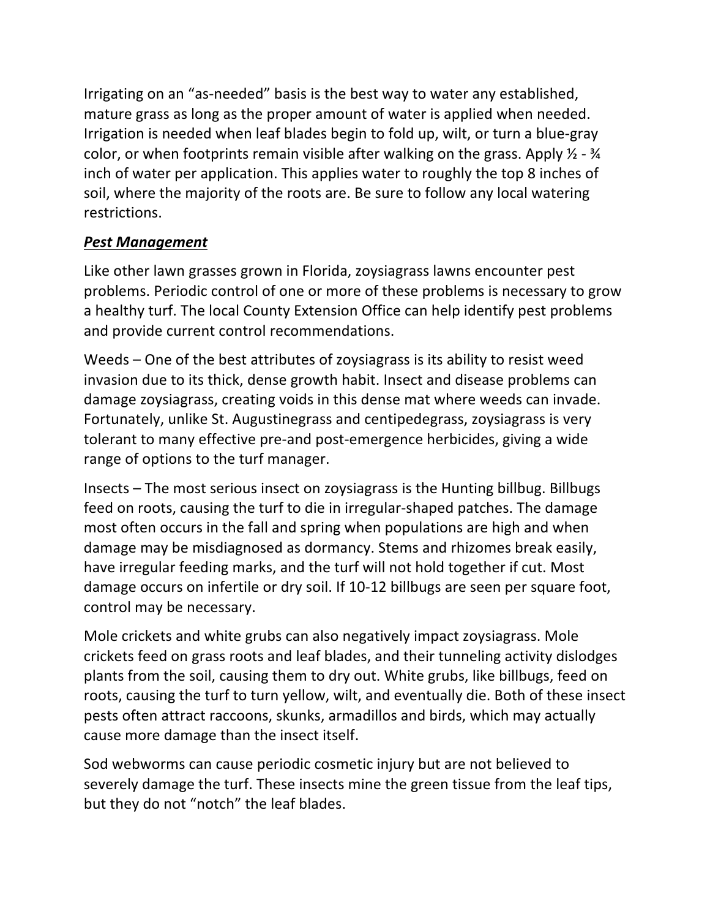Irrigating on an “as-needed” basis is the best way to water any established, mature grass as long as the proper amount of water is applied when needed. Irrigation is needed when leaf blades begin to fold up, wilt, or turn a blue-gray color, or when footprints remain visible after walking on the grass. Apply ½ - ¾ inch of water per application. This applies water to roughly the top 8 inches of soil, where the majority of the roots are. Be sure to follow any local watering restrictions.

***Pest Management***

Like other lawn grasses grown in Florida, zoysiagrass lawns encounter pest problems. Periodic control of one or more of these problems is necessary to grow a healthy turf. The local County Extension Office can help identify pest problems and provide current control recommendations.

Weeds – One of the best attributes of zoysiagrass is its ability to resist weed invasion due to its thick, dense growth habit. Insect and disease problems can damage zoysiagrass, creating voids in this dense mat where weeds can invade. Fortunately, unlike St. Augustinegrass and centipedegrass, zoysiagrass is very tolerant to many effective pre-and post-emergence herbicides, giving a wide range of options to the turf manager.

Insects – The most serious insect on zoysiagrass is the Hunting billbug. Billbugs feed on roots, causing the turf to die in irregular-shaped patches. The damage most often occurs in the fall and spring when populations are high and when damage may be misdiagnosed as dormancy. Stems and rhizomes break easily, have irregular feeding marks, and the turf will not hold together if cut. Most damage occurs on infertile or dry soil. If 10-12 billbugs are seen per square foot, control may be necessary.

Mole crickets and white grubs can also negatively impact zoysiagrass. Mole crickets feed on grass roots and leaf blades, and their tunneling activity dislodges plants from the soil, causing them to dry out. White grubs, like billbugs, feed on roots, causing the turf to turn yellow, wilt, and eventually die. Both of these insect pests often attract raccoons, skunks, armadillos and birds, which may actually cause more damage than the insect itself.

Sod webworms can cause periodic cosmetic injury but are not believed to severely damage the turf. These insects mine the green tissue from the leaf tips, but they do not “notch” the leaf blades.